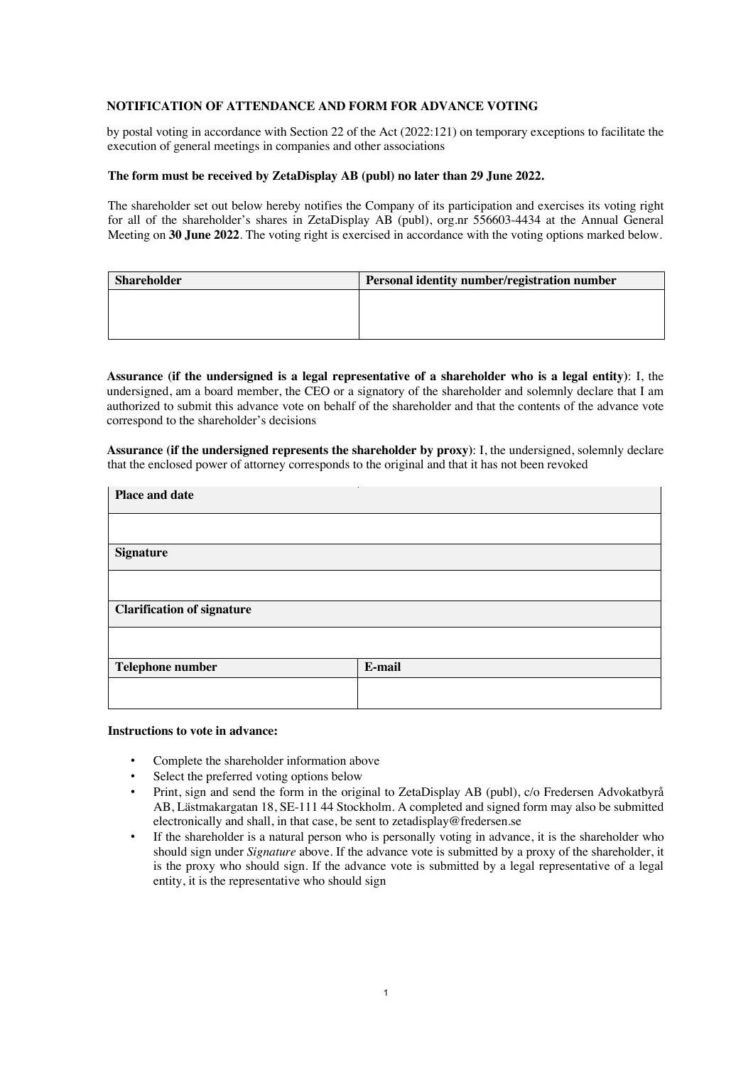**NOTIFICATION OF ATTENDANCE AND FORM FOR ADVANCE VOTING**

by postal voting in accordance with Section 22 of the Act (2022:121) on temporary exceptions to facilitate the execution of general meetings in companies and other associations

**The form must be received by ZetaDisplay AB (publ) no later than 29 June 2022.**

The shareholder set out below hereby notifies the Company of its participation and exercises its voting right for all of the shareholder's shares in ZetaDisplay AB (publ), org.nr 556603-4434 at the Annual General Meeting on **30 June 2022**. The voting right is exercised in accordance with the voting options marked below.

| Shareholder | Personal identity number/registration number |
| --- | --- |
| | |

**Assurance (if the undersigned is a legal representative of a shareholder who is a legal entity)**: I, the undersigned, am a board member, the CEO or a signatory of the shareholder and solemnly declare that I am authorized to submit this advance vote on behalf of the shareholder and that the contents of the advance vote correspond to the shareholder's decisions

**Assurance (if the undersigned represents the shareholder by proxy)**: I, the undersigned, solemnly declare that the enclosed power of attorney corresponds to the original and that it has not been revoked

| Place and date | |
| --- | --- |
| | |
| **Signature** | |
| | |
| **Clarification of signature** | |
| | |
| **Telephone number** | **E-mail** |
| | |

**Instructions to vote in advance:**

- Complete the shareholder information above
- Select the preferred voting options below
- Print, sign and send the form in the original to ZetaDisplay AB (publ), c/o Fredersen Advokatbyrå AB, Lästmakargatan 18, SE-111 44 Stockholm. A completed and signed form may also be submitted electronically and shall, in that case, be sent to zetadisplay@fredersen.se
- If the shareholder is a natural person who is personally voting in advance, it is the shareholder who should sign under *Signature* above. If the advance vote is submitted by a proxy of the shareholder, it is the proxy who should sign. If the advance vote is submitted by a legal representative of a legal entity, it is the representative who should sign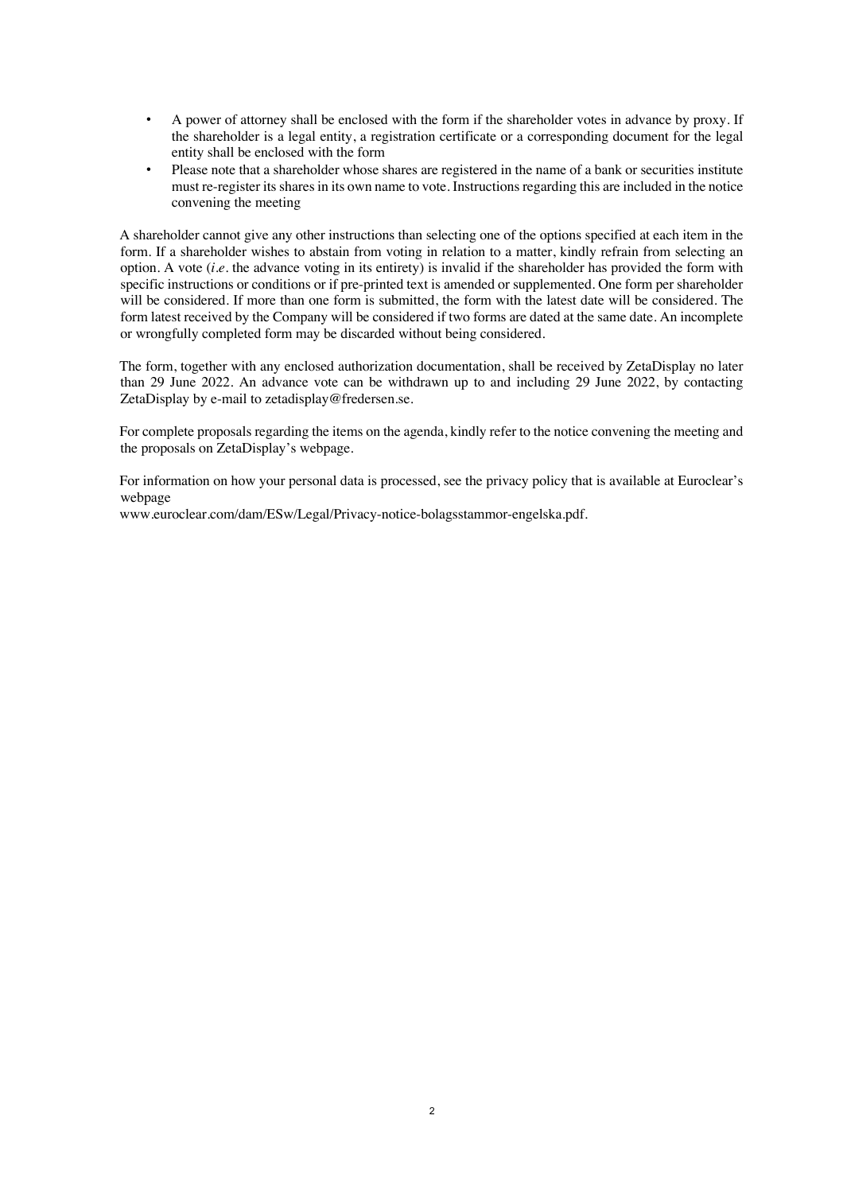- A power of attorney shall be enclosed with the form if the shareholder votes in advance by proxy. If the shareholder is a legal entity, a registration certificate or a corresponding document for the legal entity shall be enclosed with the form
- Please note that a shareholder whose shares are registered in the name of a bank or securities institute must re-register its shares in its own name to vote. Instructions regarding this are included in the notice convening the meeting

A shareholder cannot give any other instructions than selecting one of the options specified at each item in the form. If a shareholder wishes to abstain from voting in relation to a matter, kindly refrain from selecting an option. A vote (*i.e.* the advance voting in its entirety) is invalid if the shareholder has provided the form with specific instructions or conditions or if pre-printed text is amended or supplemented. One form per shareholder will be considered. If more than one form is submitted, the form with the latest date will be considered. The form latest received by the Company will be considered if two forms are dated at the same date. An incomplete or wrongfully completed form may be discarded without being considered.

The form, together with any enclosed authorization documentation, shall be received by ZetaDisplay no later than 29 June 2022. An advance vote can be withdrawn up to and including 29 June 2022, by contacting ZetaDisplay by e-mail to zetadisplay@fredersen.se.

For complete proposals regarding the items on the agenda, kindly refer to the notice convening the meeting and the proposals on ZetaDisplay's webpage.

For information on how your personal data is processed, see the privacy policy that is available at Euroclear's webpage
www.euroclear.com/dam/ESw/Legal/Privacy-notice-bolagsstammor-engelska.pdf.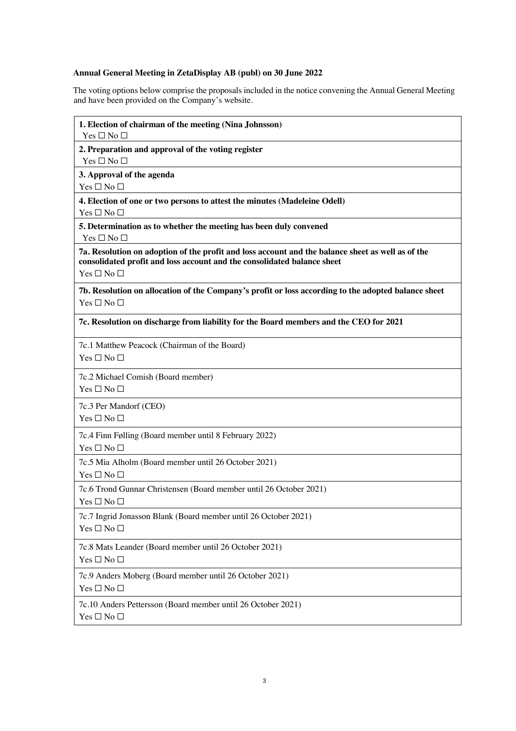**Annual General Meeting in ZetaDisplay AB (publ) on 30 June 2022**

The voting options below comprise the proposals included in the notice convening the Annual General Meeting and have been provided on the Company's website.

**1. Election of chairman of the meeting (Nina Johnsson)**
Yes ☐ No ☐

**2. Preparation and approval of the voting register**
Yes ☐ No ☐

**3. Approval of the agenda**
Yes ☐ No ☐

**4. Election of one or two persons to attest the minutes (Madeleine Odell)**
Yes ☐ No ☐

**5. Determination as to whether the meeting has been duly convened**
Yes ☐ No ☐

**7a. Resolution on adoption of the profit and loss account and the balance sheet as well as of the consolidated profit and loss account and the consolidated balance sheet**
Yes ☐ No ☐

**7b. Resolution on allocation of the Company's profit or loss according to the adopted balance sheet**
Yes ☐ No ☐

**7c. Resolution on discharge from liability for the Board members and the CEO for 2021**

7c.1 Matthew Peacock (Chairman of the Board)
Yes ☐ No ☐

7c.2 Michael Comish (Board member)
Yes ☐ No ☐

7c.3 Per Mandorf (CEO)
Yes ☐ No ☐

7c.4 Finn Følling (Board member until 8 February 2022)
Yes ☐ No ☐

7c.5 Mia Alholm (Board member until 26 October 2021)
Yes ☐ No ☐

7c.6 Trond Gunnar Christensen (Board member until 26 October 2021)
Yes ☐ No ☐

7c.7 Ingrid Jonasson Blank (Board member until 26 October 2021)
Yes ☐ No ☐

7c.8 Mats Leander (Board member until 26 October 2021)
Yes ☐ No ☐

7c.9 Anders Moberg (Board member until 26 October 2021)
Yes ☐ No ☐

7c.10 Anders Pettersson (Board member until 26 October 2021)
Yes ☐ No ☐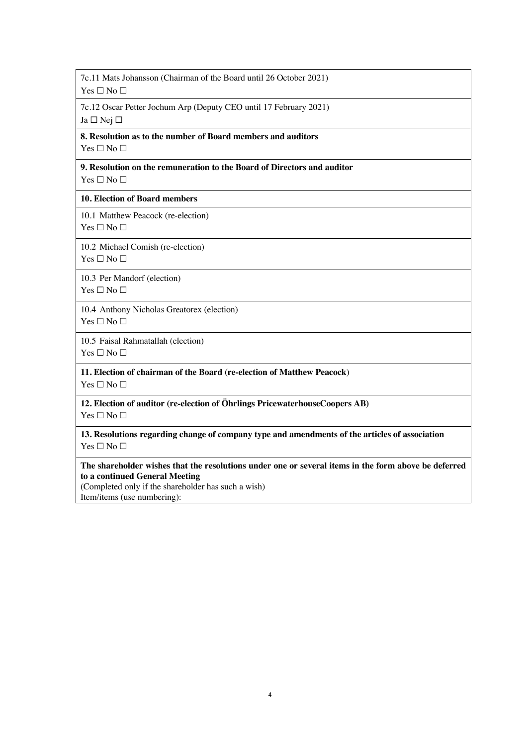7c.11 Mats Johansson (Chairman of the Board until 26 October 2021)
Yes ☐ No ☐

7c.12 Oscar Petter Jochum Arp (Deputy CEO until 17 February 2021)
Ja ☐ Nej ☐

**8. Resolution as to the number of Board members and auditors**
Yes ☐ No ☐

**9. Resolution on the remuneration to the Board of Directors and auditor**
Yes ☐ No ☐

**10. Election of Board members**

10.1 Matthew Peacock (re-election)
Yes ☐ No ☐

10.2 Michael Comish (re-election)
Yes ☐ No ☐

10.3 Per Mandorf (election)
Yes ☐ No ☐

10.4 Anthony Nicholas Greatorex (election)
Yes ☐ No ☐

10.5 Faisal Rahmatallah (election)
Yes ☐ No ☐

**11. Election of chairman of the Board (re-election of Matthew Peacock)**
Yes ☐ No ☐

**12. Election of auditor (re-election of Öhrlings PricewaterhouseCoopers AB)**
Yes ☐ No ☐

**13. Resolutions regarding change of company type and amendments of the articles of association**
Yes ☐ No ☐

**The shareholder wishes that the resolutions under one or several items in the form above be deferred to a continued General Meeting**
(Completed only if the shareholder has such a wish)
Item/items (use numbering):